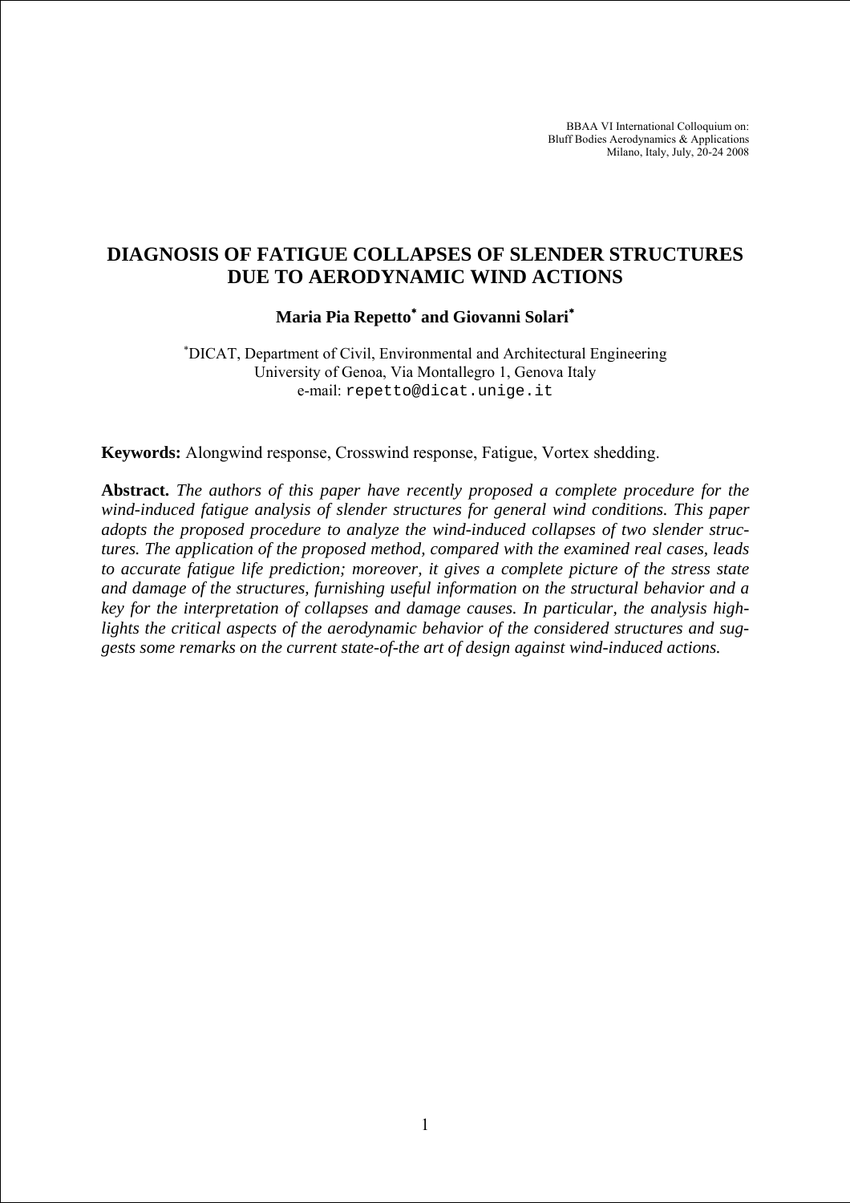BBAA VI International Colloquium on:
Bluff Bodies Aerodynamics & Applications
Milano, Italy, July, 20-24 2008

# DIAGNOSIS OF FATIGUE COLLAPSES OF SLENDER STRUCTURES DUE TO AERODYNAMIC WIND ACTIONS

**Maria Pia Repetto[*] and Giovanni Solari[*]**

[*]DICAT, Department of Civil, Environmental and Architectural Engineering
University of Genoa, Via Montallegro 1, Genova Italy
e-mail: repetto@dicat.unige.it

**Keywords:** Alongwind response, Crosswind response, Fatigue, Vortex shedding.

**Abstract.** *The authors of this paper have recently proposed a complete procedure for the wind-induced fatigue analysis of slender structures for general wind conditions. This paper adopts the proposed procedure to analyze the wind-induced collapses of two slender structures. The application of the proposed method, compared with the examined real cases, leads to accurate fatigue life prediction; moreover, it gives a complete picture of the stress state and damage of the structures, furnishing useful information on the structural behavior and a key for the interpretation of collapses and damage causes. In particular, the analysis highlights the critical aspects of the aerodynamic behavior of the considered structures and suggests some remarks on the current state-of-the art of design against wind-induced actions.*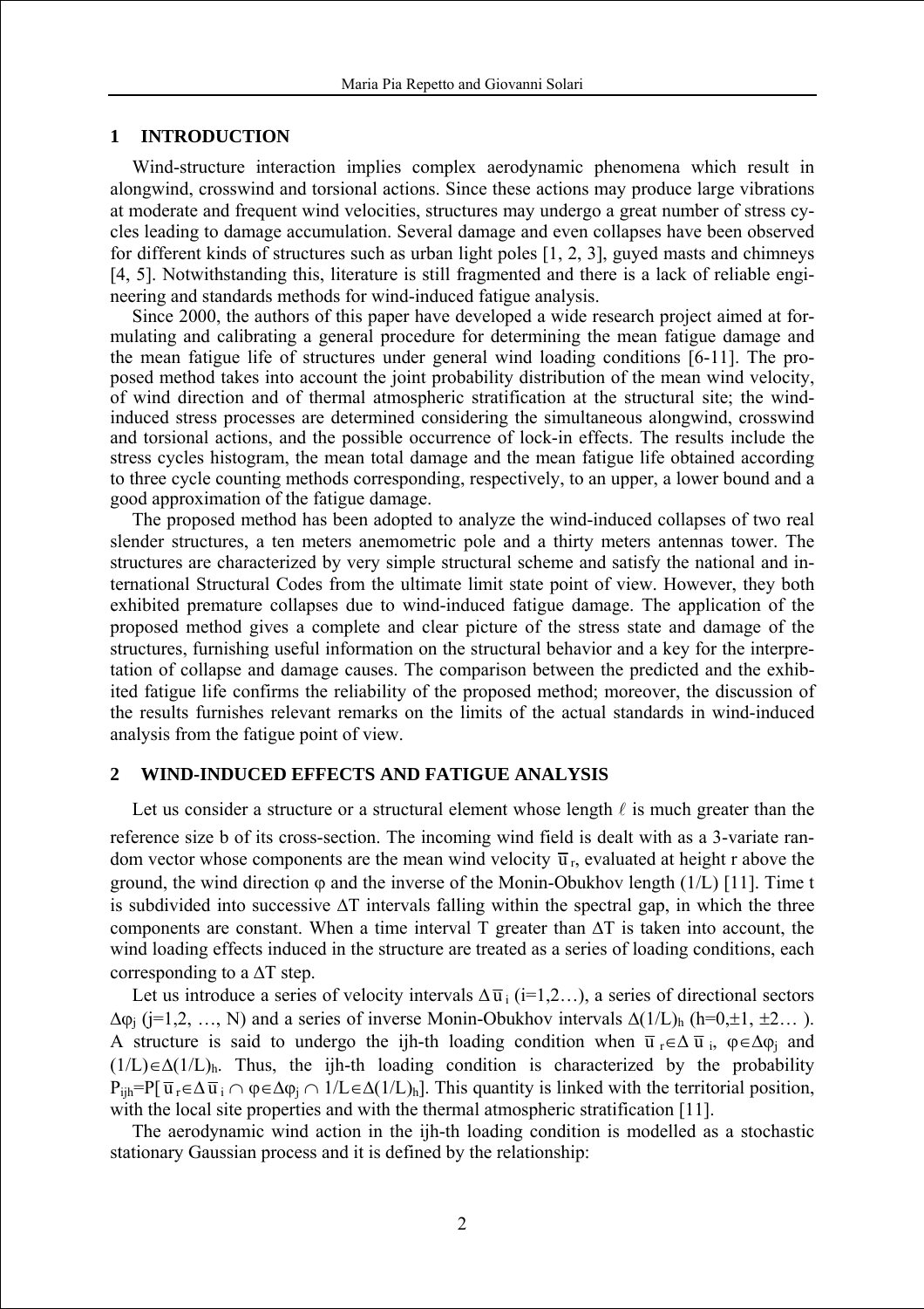## 1 INTRODUCTION

Wind-structure interaction implies complex aerodynamic phenomena which result in alongwind, crosswind and torsional actions. Since these actions may produce large vibrations at moderate and frequent wind velocities, structures may undergo a great number of stress cycles leading to damage accumulation. Several damage and even collapses have been observed for different kinds of structures such as urban light poles [1, 2, 3], guyed masts and chimneys [4, 5]. Notwithstanding this, literature is still fragmented and there is a lack of reliable engineering and standards methods for wind-induced fatigue analysis.

Since 2000, the authors of this paper have developed a wide research project aimed at formulating and calibrating a general procedure for determining the mean fatigue damage and the mean fatigue life of structures under general wind loading conditions [6-11]. The proposed method takes into account the joint probability distribution of the mean wind velocity, of wind direction and of thermal atmospheric stratification at the structural site; the wind-induced stress processes are determined considering the simultaneous alongwind, crosswind and torsional actions, and the possible occurrence of lock-in effects. The results include the stress cycles histogram, the mean total damage and the mean fatigue life obtained according to three cycle counting methods corresponding, respectively, to an upper, a lower bound and a good approximation of the fatigue damage.

The proposed method has been adopted to analyze the wind-induced collapses of two real slender structures, a ten meters anemometric pole and a thirty meters antennas tower. The structures are characterized by very simple structural scheme and satisfy the national and international Structural Codes from the ultimate limit state point of view. However, they both exhibited premature collapses due to wind-induced fatigue damage. The application of the proposed method gives a complete and clear picture of the stress state and damage of the structures, furnishing useful information on the structural behavior and a key for the interpretation of collapse and damage causes. The comparison between the predicted and the exhibited fatigue life confirms the reliability of the proposed method; moreover, the discussion of the results furnishes relevant remarks on the limits of the actual standards in wind-induced analysis from the fatigue point of view.

## 2 WIND-INDUCED EFFECTS AND FATIGUE ANALYSIS

Let us consider a structure or a structural element whose length $\ell$ is much greater than the reference size b of its cross-section. The incoming wind field is dealt with as a 3-variate random vector whose components are the mean wind velocity $\bar{u}_r$, evaluated at height r above the ground, the wind direction $\varphi$ and the inverse of the Monin-Obukhov length $(1/L)$ [11]. Time t is subdivided into successive $\Delta T$ intervals falling within the spectral gap, in which the three components are constant. When a time interval T greater than $\Delta T$ is taken into account, the wind loading effects induced in the structure are treated as a series of loading conditions, each corresponding to a $\Delta T$ step.

Let us introduce a series of velocity intervals $\Delta \bar{u}_i$ $(i=1,2\ldots)$, a series of directional sectors $\Delta\varphi_j$ $(j=1,2, \ldots, N)$ and a series of inverse Monin-Obukhov intervals $\Delta(1/L)_h$ $(h=0,\pm 1, \pm 2\ldots)$. A structure is said to undergo the ijh-th loading condition when $\bar{u}_r \in \Delta \bar{u}_i$, $\varphi \in \Delta\varphi_j$ and $(1/L) \in \Delta(1/L)_h$. Thus, the ijh-th loading condition is characterized by the probability $P_{ijh}=P[\bar{u}_r \in \Delta \bar{u}_i \cap \varphi \in \Delta\varphi_j \cap 1/L \in \Delta(1/L)_h]$. This quantity is linked with the territorial position, with the local site properties and with the thermal atmospheric stratification [11].

The aerodynamic wind action in the ijh-th loading condition is modelled as a stochastic stationary Gaussian process and it is defined by the relationship: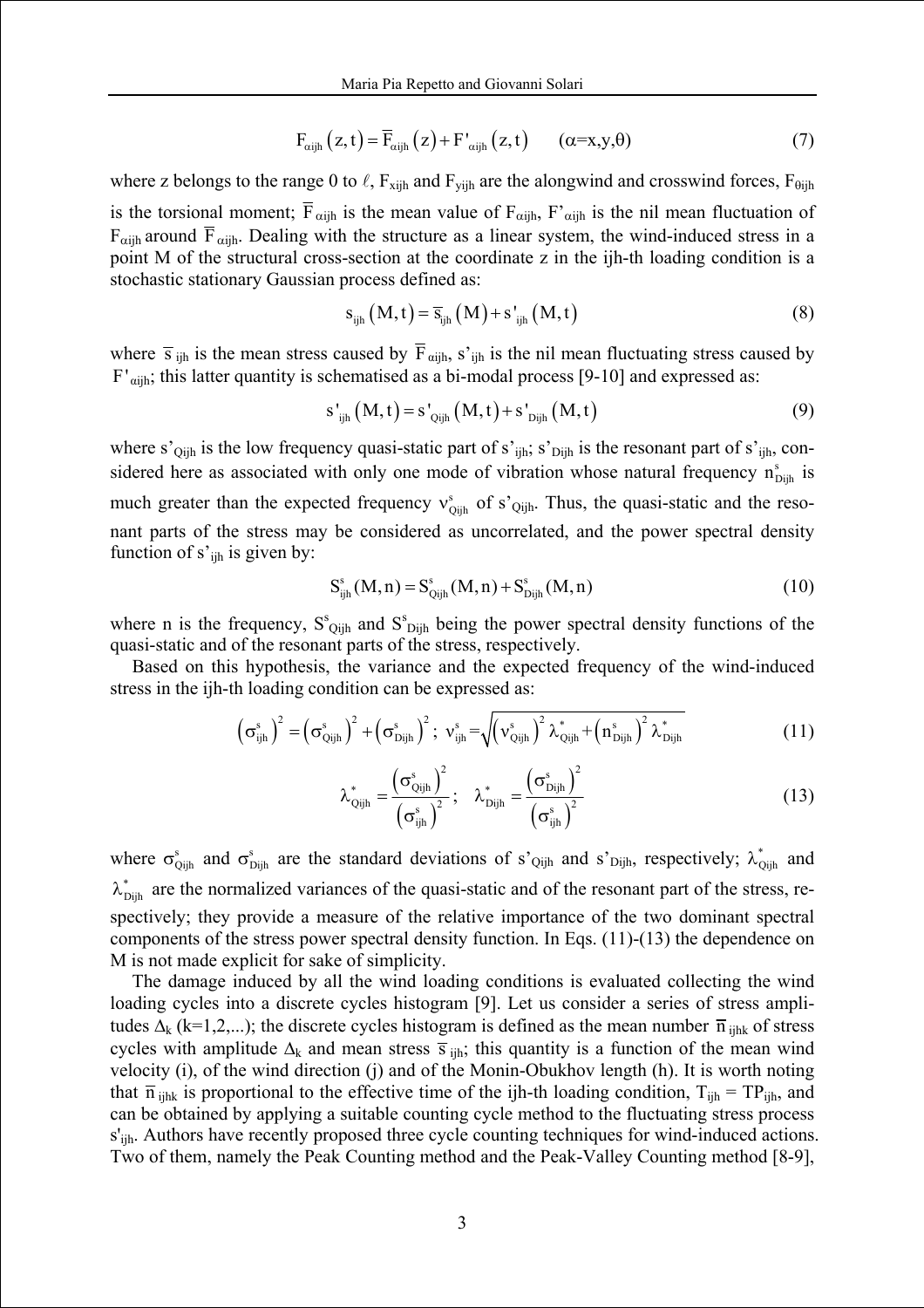$$F_{\alpha ijh}(z,t) = \overline{F}_{\alpha ijh}(z) + F'_{\alpha ijh}(z,t) \qquad (\alpha = x, y, \theta) \tag{7}$$

where z belongs to the range 0 to $\ell$, $F_{xijh}$ and $F_{yijh}$ are the alongwind and crosswind forces, $F_{\theta ijh}$ is the torsional moment; $\overline{F}_{\alpha ijh}$ is the mean value of $F_{\alpha ijh}$, $F'_{\alpha ijh}$ is the nil mean fluctuation of $F_{\alpha ijh}$ around $\overline{F}_{\alpha ijh}$. Dealing with the structure as a linear system, the wind-induced stress in a point M of the structural cross-section at the coordinate z in the ijh-th loading condition is a stochastic stationary Gaussian process defined as:

$$s_{ijh}(M,t) = \overline{s}_{ijh}(M) + s'_{ijh}(M,t) \tag{8}$$

where $\overline{s}_{ijh}$ is the mean stress caused by $\overline{F}_{\alpha ijh}$, $s'_{ijh}$ is the nil mean fluctuating stress caused by $F'_{\alpha ijh}$; this latter quantity is schematised as a bi-modal process [9-10] and expressed as:

$$s'_{ijh}(M,t) = s'_{Qijh}(M,t) + s'_{Dijh}(M,t) \tag{9}$$

where $s'_{Qijh}$ is the low frequency quasi-static part of $s'_{ijh}$; $s'_{Dijh}$ is the resonant part of $s'_{ijh}$, considered here as associated with only one mode of vibration whose natural frequency $n^s_{Dijh}$ is much greater than the expected frequency $\nu^s_{Qijh}$ of $s'_{Qijh}$. Thus, the quasi-static and the resonant parts of the stress may be considered as uncorrelated, and the power spectral density function of $s'_{ijh}$ is given by:

$$S^s_{ijh}(M,n) = S^s_{Qijh}(M,n) + S^s_{Dijh}(M,n) \tag{10}$$

where n is the frequency, $S^s_{Qijh}$ and $S^s_{Dijh}$ being the power spectral density functions of the quasi-static and of the resonant parts of the stress, respectively.

Based on this hypothesis, the variance and the expected frequency of the wind-induced stress in the ijh-th loading condition can be expressed as:

$$\left(\sigma^s_{ijh}\right)^2 = \left(\sigma^s_{Qijh}\right)^2 + \left(\sigma^s_{Dijh}\right)^2; \; \nu^s_{ijh} = \sqrt{\left(\nu^s_{Qijh}\right)^2 \lambda^*_{Qijh} + \left(n^s_{Dijh}\right)^2 \lambda^*_{Dijh}} \tag{11}$$

$$\lambda^*_{Qijh} = \frac{\left(\sigma^s_{Qijh}\right)^2}{\left(\sigma^s_{ijh}\right)^2}; \quad \lambda^*_{Dijh} = \frac{\left(\sigma^s_{Dijh}\right)^2}{\left(\sigma^s_{ijh}\right)^2} \tag{13}$$

where $\sigma^s_{Qijh}$ and $\sigma^s_{Dijh}$ are the standard deviations of $s'_{Qijh}$ and $s'_{Dijh}$, respectively; $\lambda^*_{Qijh}$ and $\lambda^*_{Dijh}$ are the normalized variances of the quasi-static and of the resonant part of the stress, respectively; they provide a measure of the relative importance of the two dominant spectral components of the stress power spectral density function. In Eqs. (11)-(13) the dependence on M is not made explicit for sake of simplicity.

The damage induced by all the wind loading conditions is evaluated collecting the wind loading cycles into a discrete cycles histogram [9]. Let us consider a series of stress amplitudes $\Delta_k$ (k=1,2,...); the discrete cycles histogram is defined as the mean number $\overline{n}_{ijhk}$ of stress cycles with amplitude $\Delta_k$ and mean stress $\overline{s}_{ijh}$; this quantity is a function of the mean wind velocity (i), of the wind direction (j) and of the Monin-Obukhov length (h). It is worth noting that $\overline{n}_{ijhk}$ is proportional to the effective time of the ijh-th loading condition, $T_{ijh} = TP_{ijh}$, and can be obtained by applying a suitable counting cycle method to the fluctuating stress process $s'_{ijh}$. Authors have recently proposed three cycle counting techniques for wind-induced actions. Two of them, namely the Peak Counting method and the Peak-Valley Counting method [8-9],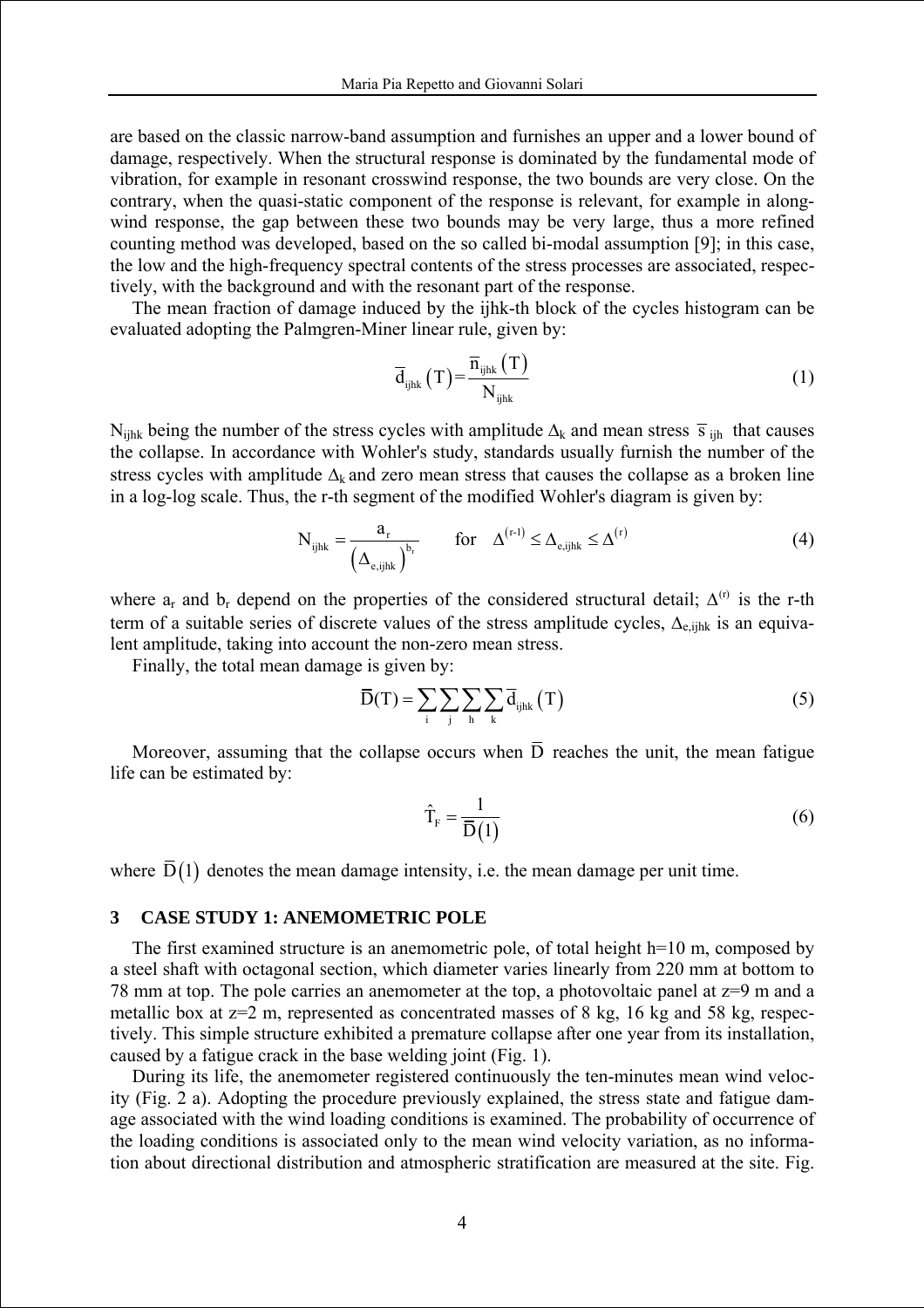are based on the classic narrow-band assumption and furnishes an upper and a lower bound of damage, respectively. When the structural response is dominated by the fundamental mode of vibration, for example in resonant crosswind response, the two bounds are very close. On the contrary, when the quasi-static component of the response is relevant, for example in along-wind response, the gap between these two bounds may be very large, thus a more refined counting method was developed, based on the so called bi-modal assumption [9]; in this case, the low and the high-frequency spectral contents of the stress processes are associated, respectively, with the background and with the resonant part of the response.

The mean fraction of damage induced by the ijhk-th block of the cycles histogram can be evaluated adopting the Palmgren-Miner linear rule, given by:

$$\overline{d}_{ijhk}(T) = \frac{\overline{n}_{ijhk}(T)}{N_{ijhk}} \tag{1}$$

$N_{ijhk}$ being the number of the stress cycles with amplitude $\Delta_k$ and mean stress $\overline{s}_{ijh}$ that causes the collapse. In accordance with Wohler's study, standards usually furnish the number of the stress cycles with amplitude $\Delta_k$ and zero mean stress that causes the collapse as a broken line in a log-log scale. Thus, the r-th segment of the modified Wohler's diagram is given by:

$$N_{ijhk} = \frac{a_r}{\left(\Delta_{e,ijhk}\right)^{b_r}} \qquad \text{for} \quad \Delta^{(r-1)} \le \Delta_{e,ijhk} \le \Delta^{(r)} \tag{4}$$

where $a_r$ and $b_r$ depend on the properties of the considered structural detail; $\Delta^{(r)}$ is the r-th term of a suitable series of discrete values of the stress amplitude cycles, $\Delta_{e,ijhk}$ is an equivalent amplitude, taking into account the non-zero mean stress.

Finally, the total mean damage is given by:

$$\overline{D}(T) = \sum_i \sum_j \sum_h \sum_k \overline{d}_{ijhk}(T) \tag{5}$$

Moreover, assuming that the collapse occurs when $\overline{D}$ reaches the unit, the mean fatigue life can be estimated by:

$$\hat{T}_F = \frac{1}{\overline{D}(1)} \tag{6}$$

where $\overline{D}(1)$ denotes the mean damage intensity, i.e. the mean damage per unit time.

## 3 CASE STUDY 1: ANEMOMETRIC POLE

The first examined structure is an anemometric pole, of total height h=10 m, composed by a steel shaft with octagonal section, which diameter varies linearly from 220 mm at bottom to 78 mm at top. The pole carries an anemometer at the top, a photovoltaic panel at z=9 m and a metallic box at z=2 m, represented as concentrated masses of 8 kg, 16 kg and 58 kg, respectively. This simple structure exhibited a premature collapse after one year from its installation, caused by a fatigue crack in the base welding joint (Fig. 1).

During its life, the anemometer registered continuously the ten-minutes mean wind velocity (Fig. 2 a). Adopting the procedure previously explained, the stress state and fatigue damage associated with the wind loading conditions is examined. The probability of occurrence of the loading conditions is associated only to the mean wind velocity variation, as no information about directional distribution and atmospheric stratification are measured at the site. Fig.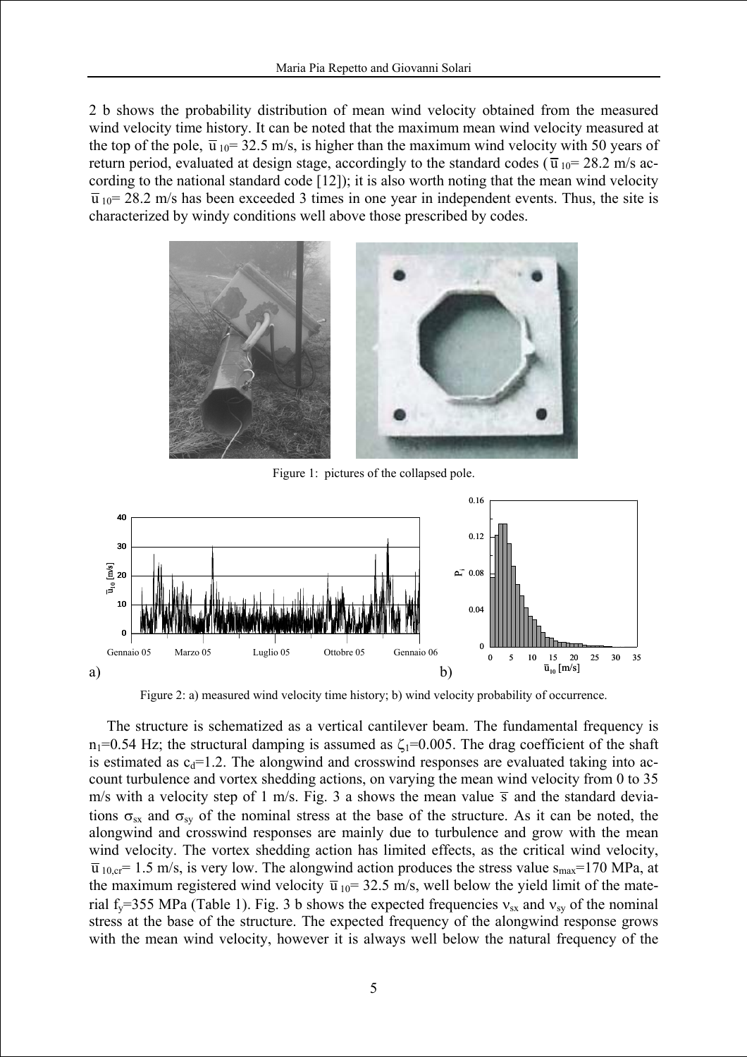2 b shows the probability distribution of mean wind velocity obtained from the measured wind velocity time history. It can be noted that the maximum mean wind velocity measured at the top of the pole, $\overline{u}_{10}$= 32.5 m/s, is higher than the maximum wind velocity with 50 years of return period, evaluated at design stage, accordingly to the standard codes ($\overline{u}_{10}$= 28.2 m/s according to the national standard code [12]); it is also worth noting that the mean wind velocity $\overline{u}_{10}$= 28.2 m/s has been exceeded 3 times in one year in independent events. Thus, the site is characterized by windy conditions well above those prescribed by codes.

Figure 1: pictures of the collapsed pole.

40
30
20
10
0
$\overline{u}_{10}$ [m/s]
Gennaio 05 Marzo 05 Luglio 05 Ottobre 05 Gennaio 06
a)

0.16
0.12
0.08
0.04
0
$P_i$
0 5 10 15 20 25 30 35
$\overline{u}_{10}$ [m/s]
b)

Figure 2: a) measured wind velocity time history; b) wind velocity probability of occurrence.

The structure is schematized as a vertical cantilever beam. The fundamental frequency is $n_1$=0.54 Hz; the structural damping is assumed as $\zeta_1$=0.005. The drag coefficient of the shaft is estimated as $c_d$=1.2. The alongwind and crosswind responses are evaluated taking into account turbulence and vortex shedding actions, on varying the mean wind velocity from 0 to 35 m/s with a velocity step of 1 m/s. Fig. 3 a shows the mean value $\overline{s}$ and the standard deviations $\sigma_{sx}$ and $\sigma_{sy}$ of the nominal stress at the base of the structure. As it can be noted, the alongwind and crosswind responses are mainly due to turbulence and grow with the mean wind velocity. The vortex shedding action has limited effects, as the critical wind velocity, $\overline{u}_{10,cr}$= 1.5 m/s, is very low. The alongwind action produces the stress value $s_{max}$=170 MPa, at the maximum registered wind velocity $\overline{u}_{10}$= 32.5 m/s, well below the yield limit of the material $f_y$=355 MPa (Table 1). Fig. 3 b shows the expected frequencies $\nu_{sx}$ and $\nu_{sy}$ of the nominal stress at the base of the structure. The expected frequency of the alongwind response grows with the mean wind velocity, however it is always well below the natural frequency of the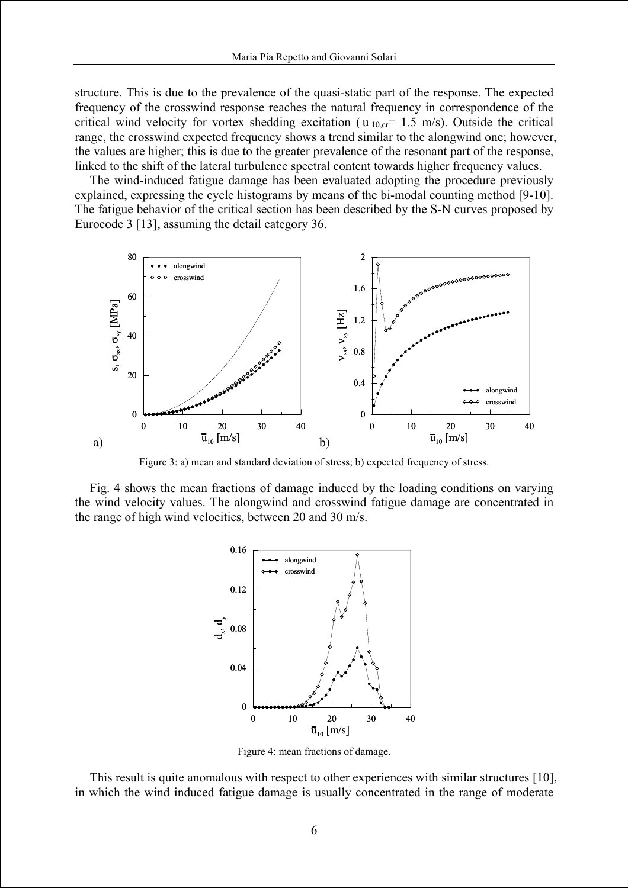structure. This is due to the prevalence of the quasi-static part of the response. The expected frequency of the crosswind response reaches the natural frequency in correspondence of the critical wind velocity for vortex shedding excitation ($\bar{u}_{10,cr}$= 1.5 m/s). Outside the critical range, the crosswind expected frequency shows a trend similar to the alongwind one; however, the values are higher; this is due to the greater prevalence of the resonant part of the response, linked to the shift of the lateral turbulence spectral content towards higher frequency values.

The wind-induced fatigue damage has been evaluated adopting the procedure previously explained, expressing the cycle histograms by means of the bi-modal counting method [9-10]. The fatigue behavior of the critical section has been described by the S-N curves proposed by Eurocode 3 [13], assuming the detail category 36.

a)

80
60
40
20
0
0 10 20 30 40
$s, \sigma_{sx}, \sigma_{sy}$ [MPa]
$\bar{u}_{10}$ [m/s]
alongwind
crosswind

b)

2
1.6
1.2
0.8
0.4
0
0 10 20 30 40
$\nu_{sx}, \nu_{sy}$ [Hz]
$\bar{u}_{10}$ [m/s]
alongwind
crosswind

Figure 3: a) mean and standard deviation of stress; b) expected frequency of stress.

Fig. 4 shows the mean fractions of damage induced by the loading conditions on varying the wind velocity values. The alongwind and crosswind fatigue damage are concentrated in the range of high wind velocities, between 20 and 30 m/s.

0.16
0.12
0.08
0.04
0
0 10 20 30 40
$d_x, d_y$
$\bar{u}_{10}$ [m/s]
alongwind
crosswind

Figure 4: mean fractions of damage.

This result is quite anomalous with respect to other experiences with similar structures [10], in which the wind induced fatigue damage is usually concentrated in the range of moderate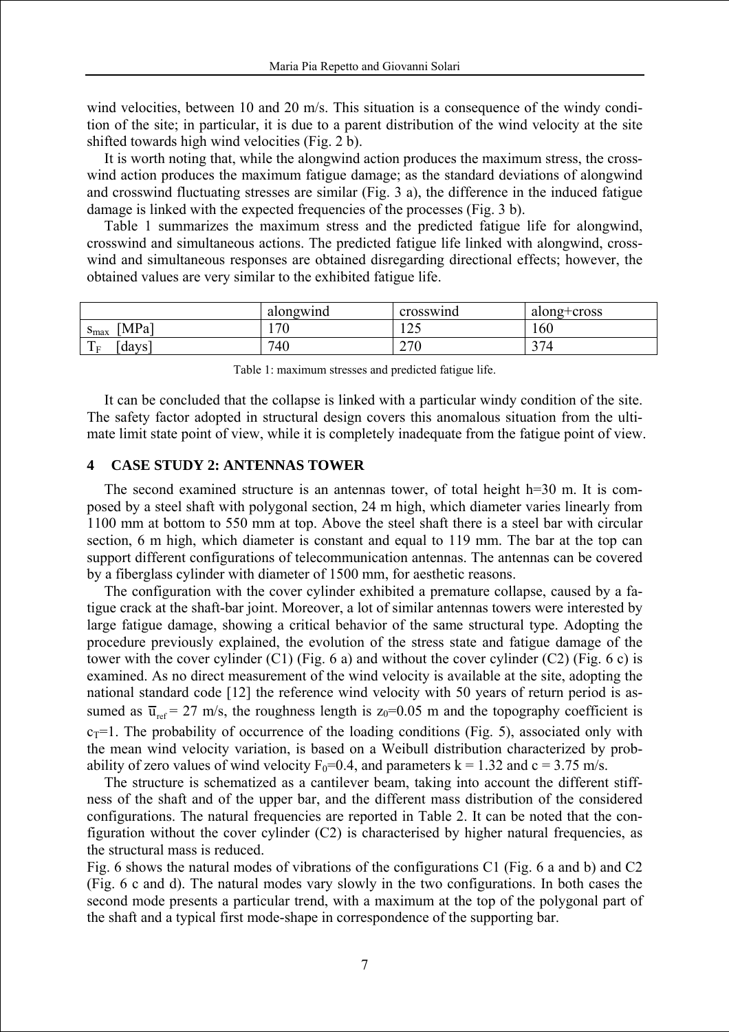wind velocities, between 10 and 20 m/s. This situation is a consequence of the windy condition of the site; in particular, it is due to a parent distribution of the wind velocity at the site shifted towards high wind velocities (Fig. 2 b).

It is worth noting that, while the alongwind action produces the maximum stress, the crosswind action produces the maximum fatigue damage; as the standard deviations of alongwind and crosswind fluctuating stresses are similar (Fig. 3 a), the difference in the induced fatigue damage is linked with the expected frequencies of the processes (Fig. 3 b).

Table 1 summarizes the maximum stress and the predicted fatigue life for alongwind, crosswind and simultaneous actions. The predicted fatigue life linked with alongwind, crosswind and simultaneous responses are obtained disregarding directional effects; however, the obtained values are very similar to the exhibited fatigue life.

| | alongwind | crosswind | along+cross |
|---|---|---|---|
| $s_{max}$ [MPa] | 170 | 125 | 160 |
| $T_F$ [days] | 740 | 270 | 374 |

Table 1: maximum stresses and predicted fatigue life.

It can be concluded that the collapse is linked with a particular windy condition of the site. The safety factor adopted in structural design covers this anomalous situation from the ultimate limit state point of view, while it is completely inadequate from the fatigue point of view.

## 4 CASE STUDY 2: ANTENNAS TOWER

The second examined structure is an antennas tower, of total height h=30 m. It is composed by a steel shaft with polygonal section, 24 m high, which diameter varies linearly from 1100 mm at bottom to 550 mm at top. Above the steel shaft there is a steel bar with circular section, 6 m high, which diameter is constant and equal to 119 mm. The bar at the top can support different configurations of telecommunication antennas. The antennas can be covered by a fiberglass cylinder with diameter of 1500 mm, for aesthetic reasons.

The configuration with the cover cylinder exhibited a premature collapse, caused by a fatigue crack at the shaft-bar joint. Moreover, a lot of similar antennas towers were interested by large fatigue damage, showing a critical behavior of the same structural type. Adopting the procedure previously explained, the evolution of the stress state and fatigue damage of the tower with the cover cylinder (C1) (Fig. 6 a) and without the cover cylinder (C2) (Fig. 6 c) is examined. As no direct measurement of the wind velocity is available at the site, adopting the national standard code [12] the reference wind velocity with 50 years of return period is assumed as $\bar{u}_{ref}$ = 27 m/s, the roughness length is $z_0$=0.05 m and the topography coefficient is $c_T$=1. The probability of occurrence of the loading conditions (Fig. 5), associated only with the mean wind velocity variation, is based on a Weibull distribution characterized by probability of zero values of wind velocity $F_0$=0.4, and parameters k = 1.32 and c = 3.75 m/s.

The structure is schematized as a cantilever beam, taking into account the different stiffness of the shaft and of the upper bar, and the different mass distribution of the considered configurations. The natural frequencies are reported in Table 2. It can be noted that the configuration without the cover cylinder (C2) is characterised by higher natural frequencies, as the structural mass is reduced.

Fig. 6 shows the natural modes of vibrations of the configurations C1 (Fig. 6 a and b) and C2 (Fig. 6 c and d). The natural modes vary slowly in the two configurations. In both cases the second mode presents a particular trend, with a maximum at the top of the polygonal part of the shaft and a typical first mode-shape in correspondence of the supporting bar.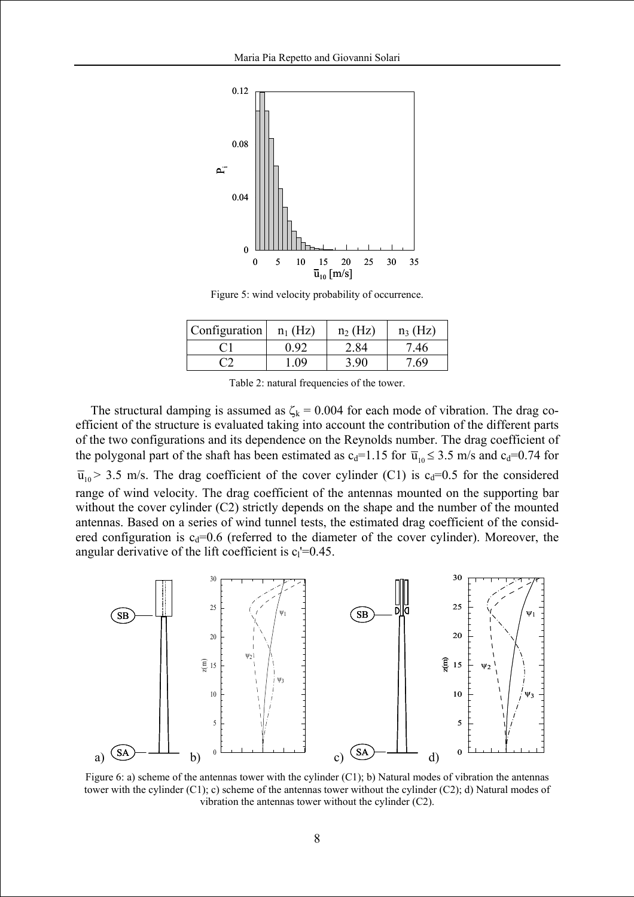0.12

0.08

$P_i$

0.04

0

0 5 10 15 20 25 30 35

$\bar{u}_{10}$ [m/s]

Figure 5: wind velocity probability of occurrence.

| Configuration | $n_1$ (Hz) | $n_2$ (Hz) | $n_3$ (Hz) |
|---|---|---|---|
| C1 | 0.92 | 2.84 | 7.46 |
| C2 | 1.09 | 3.90 | 7.69 |

Table 2: natural frequencies of the tower.

The structural damping is assumed as $\zeta_k = 0.004$ for each mode of vibration. The drag coefficient of the structure is evaluated taking into account the contribution of the different parts of the two configurations and its dependence on the Reynolds number. The drag coefficient of the polygonal part of the shaft has been estimated as $c_d$=1.15 for $\bar{u}_{10} \leq 3.5$ m/s and $c_d$=0.74 for $\bar{u}_{10} > 3.5$ m/s. The drag coefficient of the cover cylinder (C1) is $c_d$=0.5 for the considered range of wind velocity. The drag coefficient of the antennas mounted on the supporting bar without the cover cylinder (C2) strictly depends on the shape and the number of the mounted antennas. Based on a series of wind tunnel tests, the estimated drag coefficient of the considered configuration is $c_d$=0.6 (referred to the diameter of the cover cylinder). Moreover, the angular derivative of the lift coefficient is $c_l'$=0.45.

a) SA SB

b) z(m) 0 5 10 15 20 25 30 $\psi_1$ $\psi_2$ $\psi_3$

c) SA SB

d) z(m) 0 5 10 15 20 25 30 $\psi_1$ $\psi_2$ $\psi_3$

Figure 6: a) scheme of the antennas tower with the cylinder (C1); b) Natural modes of vibration the antennas tower with the cylinder (C1); c) scheme of the antennas tower without the cylinder (C2); d) Natural modes of vibration the antennas tower without the cylinder (C2).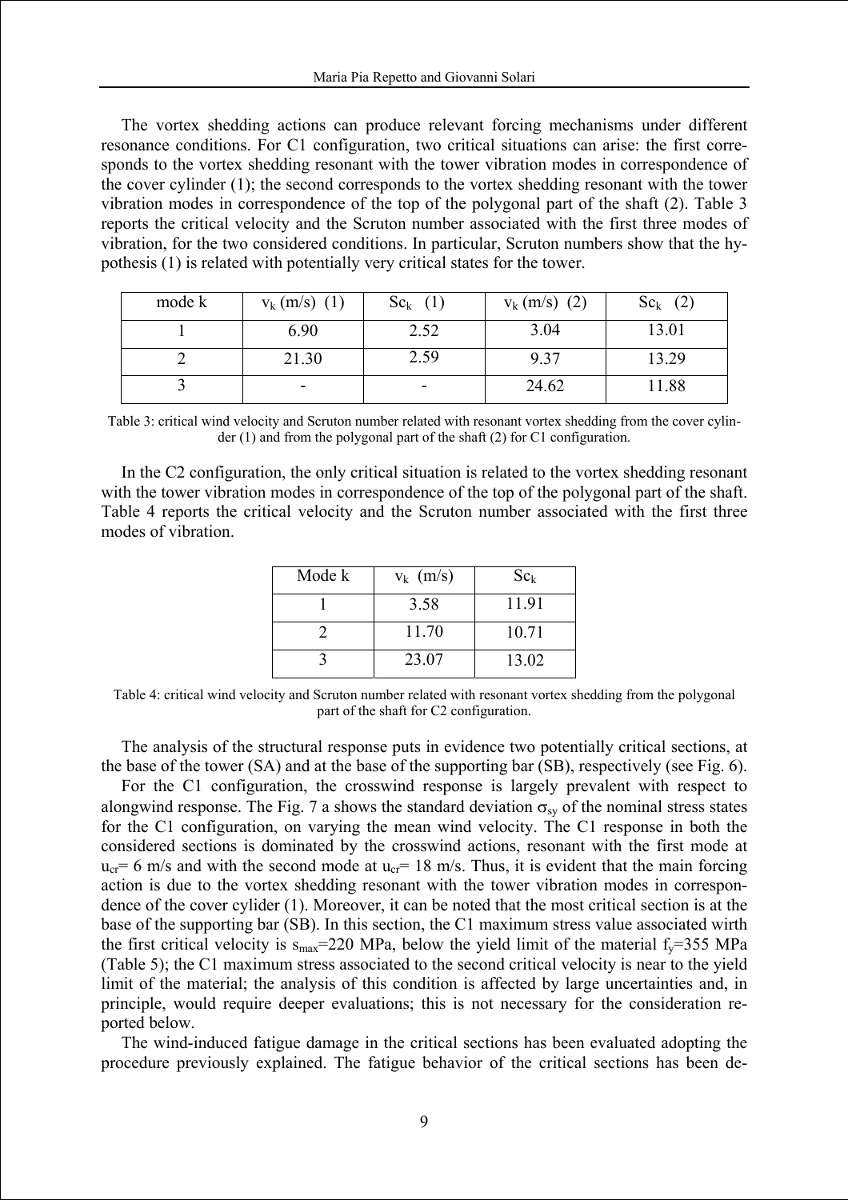The vortex shedding actions can produce relevant forcing mechanisms under different resonance conditions. For C1 configuration, two critical situations can arise: the first corresponds to the vortex shedding resonant with the tower vibration modes in correspondence of the cover cylinder (1); the second corresponds to the vortex shedding resonant with the tower vibration modes in correspondence of the top of the polygonal part of the shaft (2). Table 3 reports the critical velocity and the Scruton number associated with the first three modes of vibration, for the two considered conditions. In particular, Scruton numbers show that the hypothesis (1) is related with potentially very critical states for the tower.

| mode k | $v_k$ (m/s) (1) | $Sc_k$ (1) | $v_k$ (m/s) (2) | $Sc_k$ (2) |
|---|---|---|---|---|
| 1 | 6.90 | 2.52 | 3.04 | 13.01 |
| 2 | 21.30 | 2.59 | 9.37 | 13.29 |
| 3 | - | - | 24.62 | 11.88 |

Table 3: critical wind velocity and Scruton number related with resonant vortex shedding from the cover cylinder (1) and from the polygonal part of the shaft (2) for C1 configuration.

In the C2 configuration, the only critical situation is related to the vortex shedding resonant with the tower vibration modes in correspondence of the top of the polygonal part of the shaft. Table 4 reports the critical velocity and the Scruton number associated with the first three modes of vibration.

| Mode k | $v_k$ (m/s) | $Sc_k$ |
|---|---|---|
| 1 | 3.58 | 11.91 |
| 2 | 11.70 | 10.71 |
| 3 | 23.07 | 13.02 |

Table 4: critical wind velocity and Scruton number related with resonant vortex shedding from the polygonal part of the shaft for C2 configuration.

The analysis of the structural response puts in evidence two potentially critical sections, at the base of the tower (SA) and at the base of the supporting bar (SB), respectively (see Fig. 6).

For the C1 configuration, the crosswind response is largely prevalent with respect to alongwind response. The Fig. 7 a shows the standard deviation $\sigma_{sy}$ of the nominal stress states for the C1 configuration, on varying the mean wind velocity. The C1 response in both the considered sections is dominated by the crosswind actions, resonant with the first mode at $u_{cr}$= 6 m/s and with the second mode at $u_{cr}$= 18 m/s. Thus, it is evident that the main forcing action is due to the vortex shedding resonant with the tower vibration modes in correspondence of the cover cylider (1). Moreover, it can be noted that the most critical section is at the base of the supporting bar (SB). In this section, the C1 maximum stress value associated wirth the first critical velocity is $s_{max}$=220 MPa, below the yield limit of the material $f_y$=355 MPa (Table 5); the C1 maximum stress associated to the second critical velocity is near to the yield limit of the material; the analysis of this condition is affected by large uncertainties and, in principle, would require deeper evaluations; this is not necessary for the consideration reported below.

The wind-induced fatigue damage in the critical sections has been evaluated adopting the procedure previously explained. The fatigue behavior of the critical sections has been de-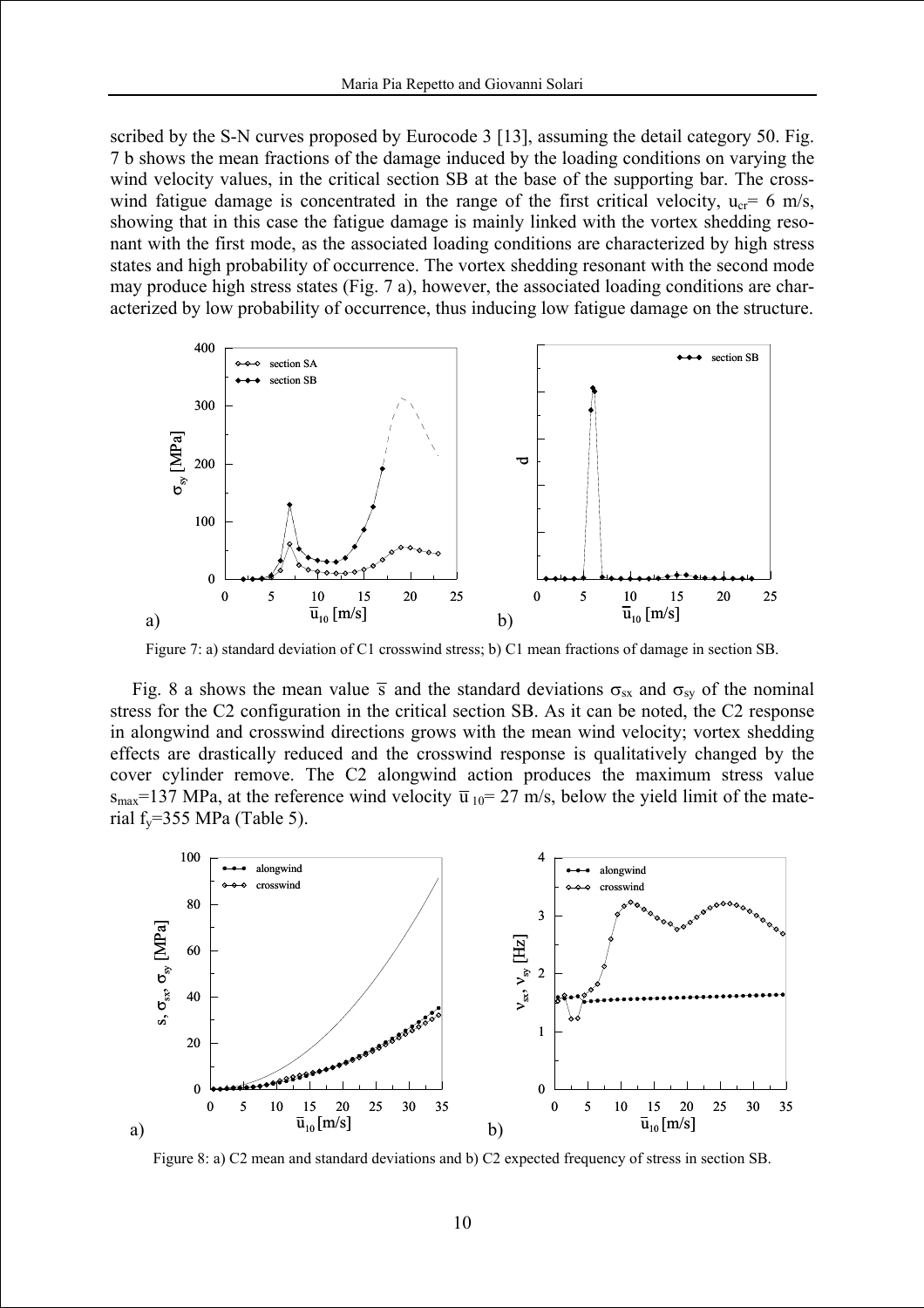scribed by the S-N curves proposed by Eurocode 3 [13], assuming the detail category 50. Fig. 7 b shows the mean fractions of the damage induced by the loading conditions on varying the wind velocity values, in the critical section SB at the base of the supporting bar. The cross-wind fatigue damage is concentrated in the range of the first critical velocity, $u_{cr}$= 6 m/s, showing that in this case the fatigue damage is mainly linked with the vortex shedding resonant with the first mode, as the associated loading conditions are characterized by high stress states and high probability of occurrence. The vortex shedding resonant with the second mode may produce high stress states (Fig. 7 a), however, the associated loading conditions are characterized by low probability of occurrence, thus inducing low fatigue damage on the structure.

a)
section SA
section SB
$\sigma_{sy}$ [MPa]
400
300
200
100
0
0 5 10 15 20 25
$\overline{u}_{10}$ [m/s]

b)
section SB
d
0 5 10 15 20 25
$\overline{u}_{10}$ [m/s]

Figure 7: a) standard deviation of C1 crosswind stress; b) C1 mean fractions of damage in section SB.

Fig. 8 a shows the mean value $\overline{s}$ and the standard deviations $\sigma_{sx}$ and $\sigma_{sy}$ of the nominal stress for the C2 configuration in the critical section SB. As it can be noted, the C2 response in alongwind and crosswind directions grows with the mean wind velocity; vortex shedding effects are drastically reduced and the crosswind response is qualitatively changed by the cover cylinder remove. The C2 alongwind action produces the maximum stress value $s_{max}$=137 MPa, at the reference wind velocity $\overline{u}_{10}$= 27 m/s, below the yield limit of the material $f_y$=355 MPa (Table 5).

a)
alongwind
crosswind
s, $\sigma_{sx}$, $\sigma_{sy}$ [MPa]
100
80
60
40
20
0
0 5 10 15 20 25 30 35
$\overline{u}_{10}$ [m/s]

b)
alongwind
crosswind
$\nu_{sx}$, $\nu_{sy}$ [Hz]
4
3
2
1
0
0 5 10 15 20 25 30 35
$\overline{u}_{10}$ [m/s]

Figure 8: a) C2 mean and standard deviations and b) C2 expected frequency of stress in section SB.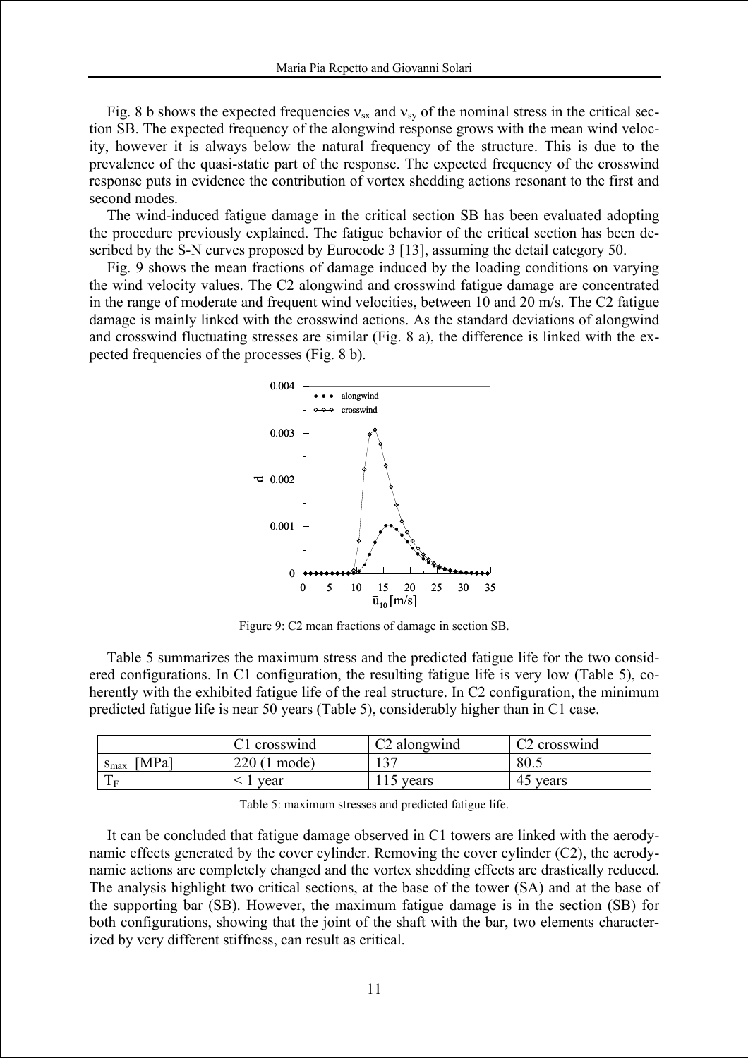Fig. 8 b shows the expected frequencies $\nu_{sx}$ and $\nu_{sy}$ of the nominal stress in the critical section SB. The expected frequency of the alongwind response grows with the mean wind velocity, however it is always below the natural frequency of the structure. This is due to the prevalence of the quasi-static part of the response. The expected frequency of the crosswind response puts in evidence the contribution of vortex shedding actions resonant to the first and second modes.

The wind-induced fatigue damage in the critical section SB has been evaluated adopting the procedure previously explained. The fatigue behavior of the critical section has been described by the S-N curves proposed by Eurocode 3 [13], assuming the detail category 50.

Fig. 9 shows the mean fractions of damage induced by the loading conditions on varying the wind velocity values. The C2 alongwind and crosswind fatigue damage are concentrated in the range of moderate and frequent wind velocities, between 10 and 20 m/s. The C2 fatigue damage is mainly linked with the crosswind actions. As the standard deviations of alongwind and crosswind fluctuating stresses are similar (Fig. 8 a), the difference is linked with the expected frequencies of the processes (Fig. 8 b).

Figure 9: C2 mean fractions of damage in section SB.

Table 5 summarizes the maximum stress and the predicted fatigue life for the two considered configurations. In C1 configuration, the resulting fatigue life is very low (Table 5), coherently with the exhibited fatigue life of the real structure. In C2 configuration, the minimum predicted fatigue life is near 50 years (Table 5), considerably higher than in C1 case.

| | C1 crosswind | C2 alongwind | C2 crosswind |
|---|---|---|---|
| $s_{max}$ [MPa] | 220 (1 mode) | 137 | 80.5 |
| $T_F$ | < 1 year | 115 years | 45 years |

Table 5: maximum stresses and predicted fatigue life.

It can be concluded that fatigue damage observed in C1 towers are linked with the aerodynamic effects generated by the cover cylinder. Removing the cover cylinder (C2), the aerodynamic actions are completely changed and the vortex shedding effects are drastically reduced. The analysis highlight two critical sections, at the base of the tower (SA) and at the base of the supporting bar (SB). However, the maximum fatigue damage is in the section (SB) for both configurations, showing that the joint of the shaft with the bar, two elements characterized by very different stiffness, can result as critical.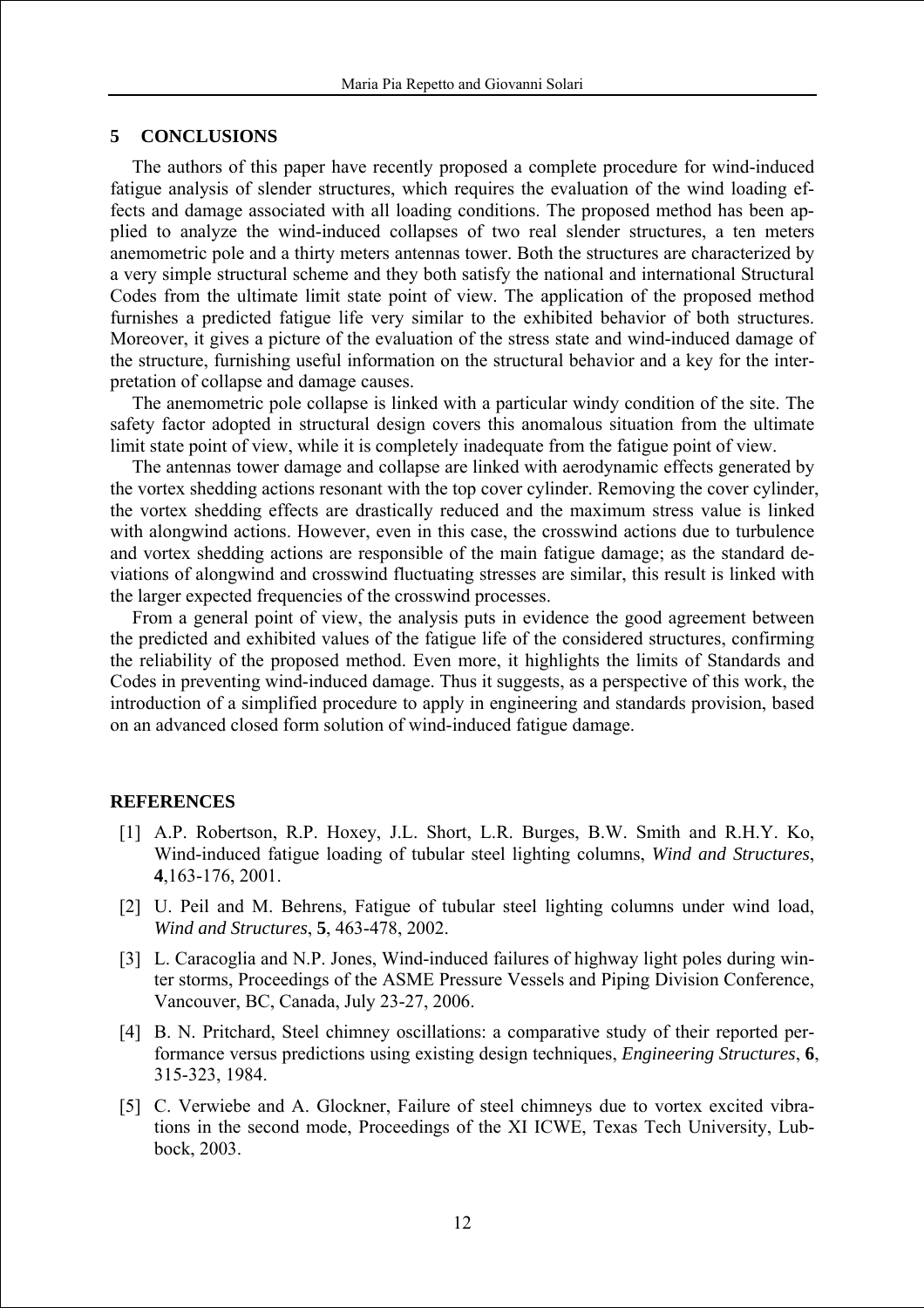## 5 CONCLUSIONS

The authors of this paper have recently proposed a complete procedure for wind-induced fatigue analysis of slender structures, which requires the evaluation of the wind loading effects and damage associated with all loading conditions. The proposed method has been applied to analyze the wind-induced collapses of two real slender structures, a ten meters anemometric pole and a thirty meters antennas tower. Both the structures are characterized by a very simple structural scheme and they both satisfy the national and international Structural Codes from the ultimate limit state point of view. The application of the proposed method furnishes a predicted fatigue life very similar to the exhibited behavior of both structures. Moreover, it gives a picture of the evaluation of the stress state and wind-induced damage of the structure, furnishing useful information on the structural behavior and a key for the interpretation of collapse and damage causes.

The anemometric pole collapse is linked with a particular windy condition of the site. The safety factor adopted in structural design covers this anomalous situation from the ultimate limit state point of view, while it is completely inadequate from the fatigue point of view.

The antennas tower damage and collapse are linked with aerodynamic effects generated by the vortex shedding actions resonant with the top cover cylinder. Removing the cover cylinder, the vortex shedding effects are drastically reduced and the maximum stress value is linked with alongwind actions. However, even in this case, the crosswind actions due to turbulence and vortex shedding actions are responsible of the main fatigue damage; as the standard deviations of alongwind and crosswind fluctuating stresses are similar, this result is linked with the larger expected frequencies of the crosswind processes.

From a general point of view, the analysis puts in evidence the good agreement between the predicted and exhibited values of the fatigue life of the considered structures, confirming the reliability of the proposed method. Even more, it highlights the limits of Standards and Codes in preventing wind-induced damage. Thus it suggests, as a perspective of this work, the introduction of a simplified procedure to apply in engineering and standards provision, based on an advanced closed form solution of wind-induced fatigue damage.

## REFERENCES

[1] A.P. Robertson, R.P. Hoxey, J.L. Short, L.R. Burges, B.W. Smith and R.H.Y. Ko, Wind-induced fatigue loading of tubular steel lighting columns, *Wind and Structures*, **4**,163-176, 2001.

[2] U. Peil and M. Behrens, Fatigue of tubular steel lighting columns under wind load, *Wind and Structures*, **5**, 463-478, 2002.

[3] L. Caracoglia and N.P. Jones, Wind-induced failures of highway light poles during winter storms, Proceedings of the ASME Pressure Vessels and Piping Division Conference, Vancouver, BC, Canada, July 23-27, 2006.

[4] B. N. Pritchard, Steel chimney oscillations: a comparative study of their reported performance versus predictions using existing design techniques, *Engineering Structures*, **6**, 315-323, 1984.

[5] C. Verwiebe and A. Glockner, Failure of steel chimneys due to vortex excited vibrations in the second mode, Proceedings of the XI ICWE, Texas Tech University, Lubbock, 2003.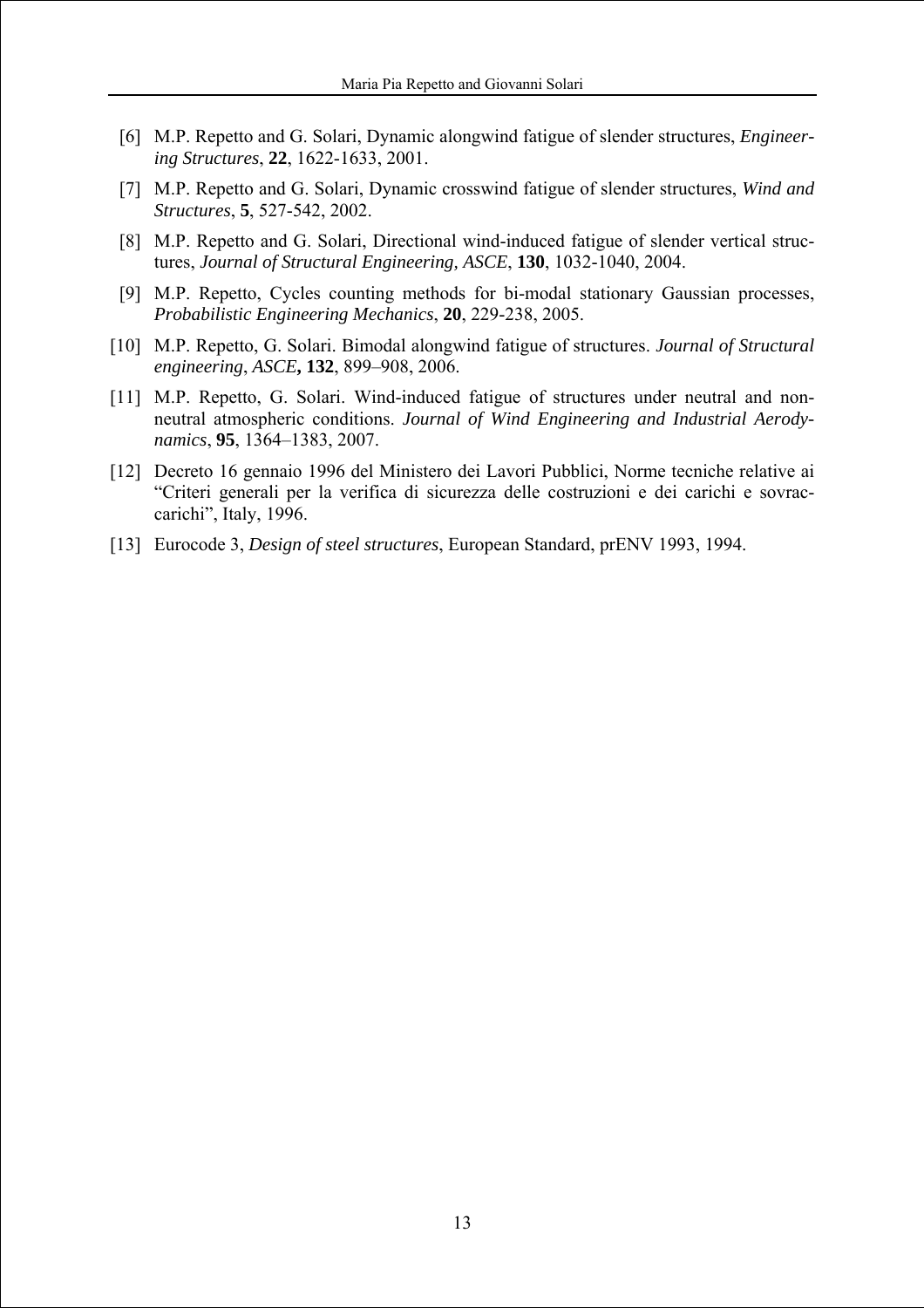[6] M.P. Repetto and G. Solari, Dynamic alongwind fatigue of slender structures, *Engineering Structures*, **22**, 1622-1633, 2001.

[7] M.P. Repetto and G. Solari, Dynamic crosswind fatigue of slender structures, *Wind and Structures*, **5**, 527-542, 2002.

[8] M.P. Repetto and G. Solari, Directional wind-induced fatigue of slender vertical structures, *Journal of Structural Engineering, ASCE*, **130**, 1032-1040, 2004.

[9] M.P. Repetto, Cycles counting methods for bi-modal stationary Gaussian processes, *Probabilistic Engineering Mechanics*, **20**, 229-238, 2005.

[10] M.P. Repetto, G. Solari. Bimodal alongwind fatigue of structures. *Journal of Structural engineering*, *ASCE*, **132**, 899–908, 2006.

[11] M.P. Repetto, G. Solari. Wind-induced fatigue of structures under neutral and non-neutral atmospheric conditions. *Journal of Wind Engineering and Industrial Aerodynamics*, **95**, 1364–1383, 2007.

[12] Decreto 16 gennaio 1996 del Ministero dei Lavori Pubblici, Norme tecniche relative ai "Criteri generali per la verifica di sicurezza delle costruzioni e dei carichi e sovraccarichi", Italy, 1996.

[13] Eurocode 3, *Design of steel structures*, European Standard, prENV 1993, 1994.